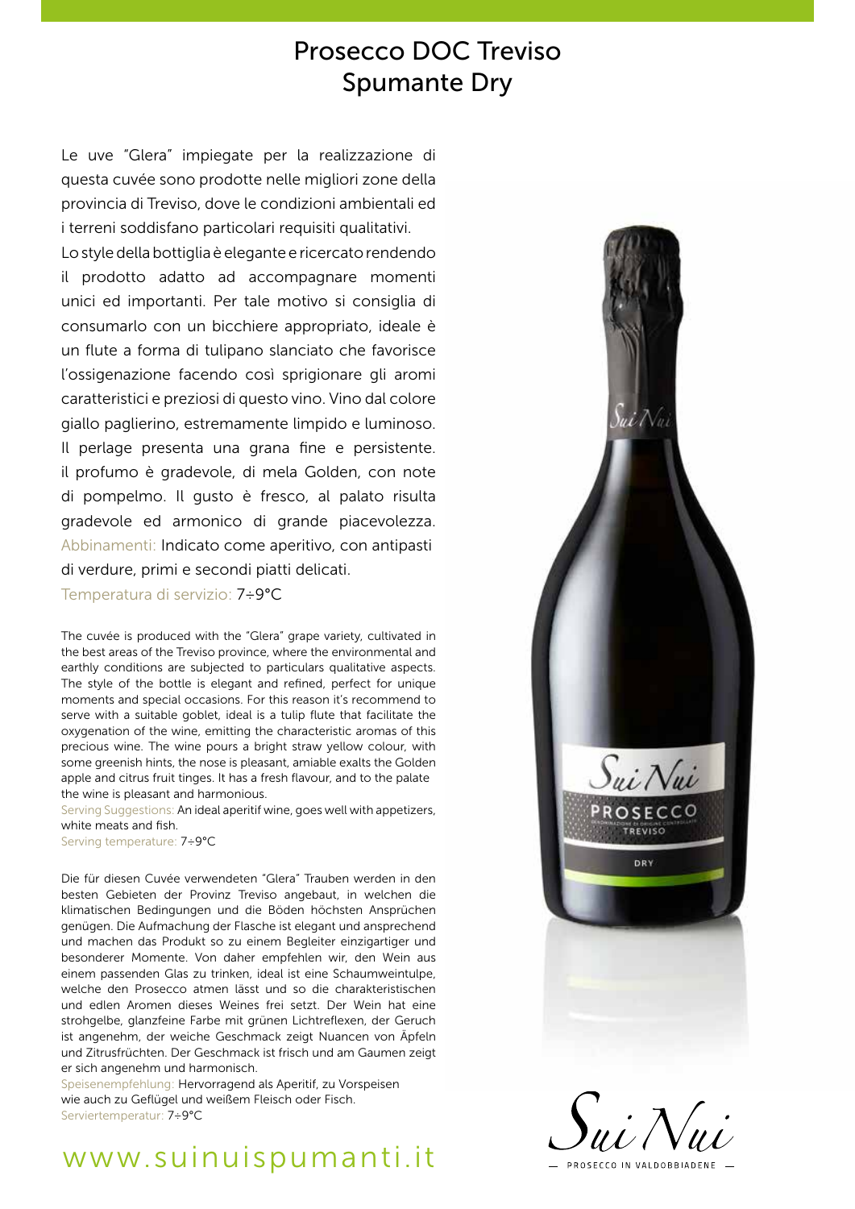# Prosecco DOC Treviso
# Spumante Dry

Le uve "Glera" impiegate per la realizzazione di questa cuvée sono prodotte nelle migliori zone della provincia di Treviso, dove le condizioni ambientali ed i terreni soddisfano particolari requisiti qualitativi. Lo style della bottiglia è elegante e ricercato rendendo il prodotto adatto ad accompagnare momenti unici ed importanti. Per tale motivo si consiglia di consumarlo con un bicchiere appropriato, ideale è un flute a forma di tulipano slanciato che favorisce l'ossigenazione facendo così sprigionare gli aromi caratteristici e preziosi di questo vino. Vino dal colore giallo paglierino, estremamente limpido e luminoso. Il perlage presenta una grana fine e persistente. il profumo è gradevole, di mela Golden, con note di pompelmo. Il gusto è fresco, al palato risulta gradevole ed armonico di grande piacevolezza.
Abbinamenti: Indicato come aperitivo, con antipasti di verdure, primi e secondi piatti delicati.
Temperatura di servizio: 7÷9°C

The cuvée is produced with the "Glera" grape variety, cultivated in the best areas of the Treviso province, where the environmental and earthly conditions are subjected to particulars qualitative aspects. The style of the bottle is elegant and refined, perfect for unique moments and special occasions. For this reason it's recommend to serve with a suitable goblet, ideal is a tulip flute that facilitate the oxygenation of the wine, emitting the characteristic aromas of this precious wine. The wine pours a bright straw yellow colour, with some greenish hints, the nose is pleasant, amiable exalts the Golden apple and citrus fruit tinges. It has a fresh flavour, and to the palate the wine is pleasant and harmonious.
Serving Suggestions: An ideal aperitif wine, goes well with appetizers, white meats and fish.
Serving temperature: 7÷9°C

Die für diesen Cuvée verwendeten "Glera" Trauben werden in den besten Gebieten der Provinz Treviso angebaut, in welchen die klimatischen Bedingungen und die Böden höchsten Ansprüchen genügen. Die Aufmachung der Flasche ist elegant und ansprechend und machen das Produkt so zu einem Begleiter einzigartiger und besonderer Momente. Von daher empfehlen wir, den Wein aus einem passenden Glas zu trinken, ideal ist eine Schaumweintulpe, welche den Prosecco atmen lässt und so die charakteristischen und edlen Aromen dieses Weines frei setzt. Der Wein hat eine strohgelbe, glanzfeine Farbe mit grünen Lichtreflexen, der Geruch ist angenehm, der weiche Geschmack zeigt Nuancen von Äpfeln und Zitrusfrüchten. Der Geschmack ist frisch und am Gaumen zeigt er sich angenehm und harmonisch.
Speisenempfehlung: Hervorragend als Aperitif, zu Vorspeisen wie auch zu Geflügel und weißem Fleisch oder Fisch.
Serviertemperatur: 7÷9°C

www.suinuispumanti.it

Sui Nui
— PROSECCO IN VALDOBBIADENE —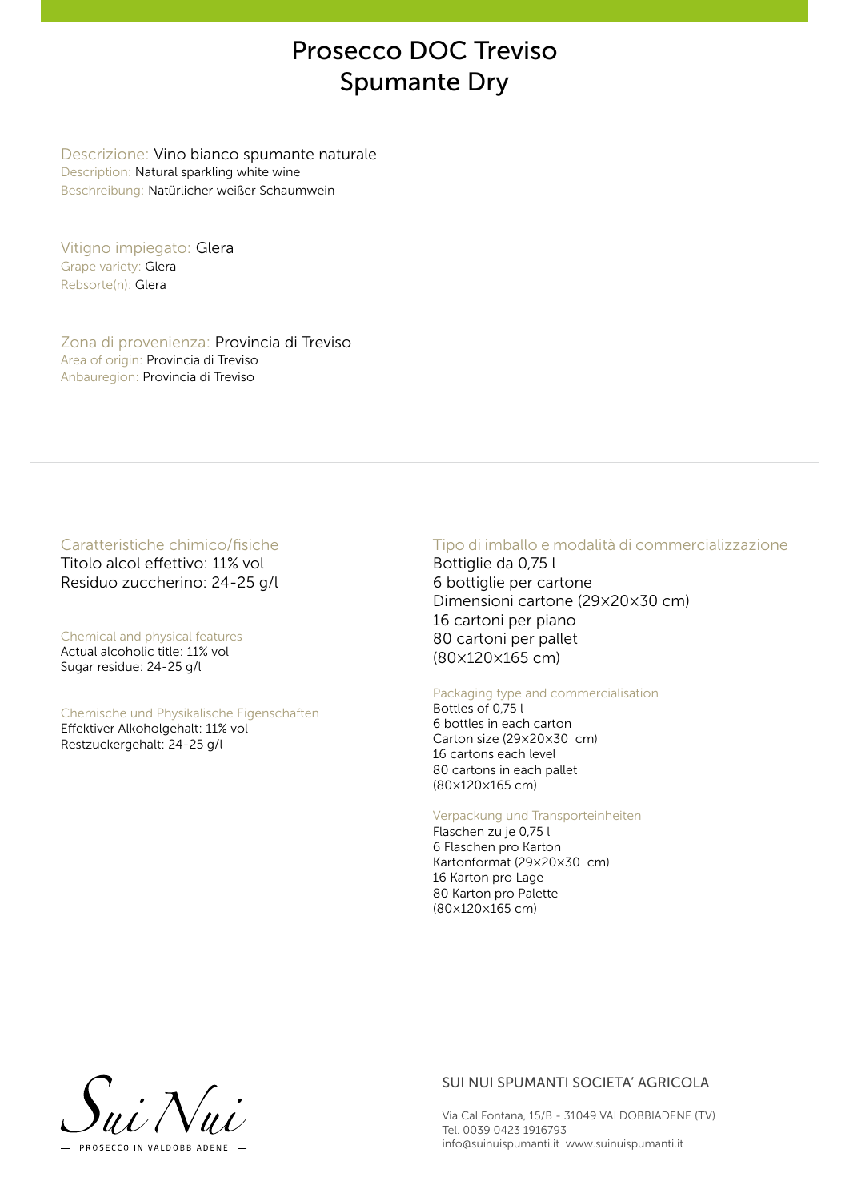# Prosecco DOC Treviso
# Spumante Dry

Descrizione: Vino bianco spumante naturale
Description: Natural sparkling white wine
Beschreibung: Natürlicher weißer Schaumwein

Vitigno impiegato: Glera
Grape variety: Glera
Rebsorte(n): Glera

Zona di provenienza: Provincia di Treviso
Area of origin: Provincia di Treviso
Anbauregion: Provincia di Treviso

---

### Caratteristiche chimico/fisiche

Titolo alcol effettivo: 11% vol
Residuo zuccherino: 24-25 g/l

#### Chemical and physical features

Actual alcoholic title: 11% vol
Sugar residue: 24-25 g/l

#### Chemische und Physikalische Eigenschaften

Effektiver Alkoholgehalt: 11% vol
Restzuckergehalt: 24-25 g/l

### Tipo di imballo e modalità di commercializzazione

Bottiglie da 0,75 l
6 bottiglie per cartone
Dimensioni cartone (29x20x30 cm)
16 cartoni per piano
80 cartoni per pallet
(80x120x165 cm)

#### Packaging type and commercialisation

Bottles of 0,75 l
6 bottles in each carton
Carton size (29x20x30 cm)
16 cartons each level
80 cartons in each pallet
(80x120x165 cm)

#### Verpackung und Transporteinheiten

Flaschen zu je 0,75 l
6 Flaschen pro Karton
Kartonformat (29x20x30 cm)
16 Karton pro Lage
80 Karton pro Palette
(80x120x165 cm)

Sui Nui
— PROSECCO IN VALDOBBIADENE —

SUI NUI SPUMANTI SOCIETA' AGRICOLA

Via Cal Fontana, 15/B - 31049 VALDOBBIADENE (TV)
Tel. 0039 0423 1916793
info@suinuispumanti.it www.suinuispumanti.it